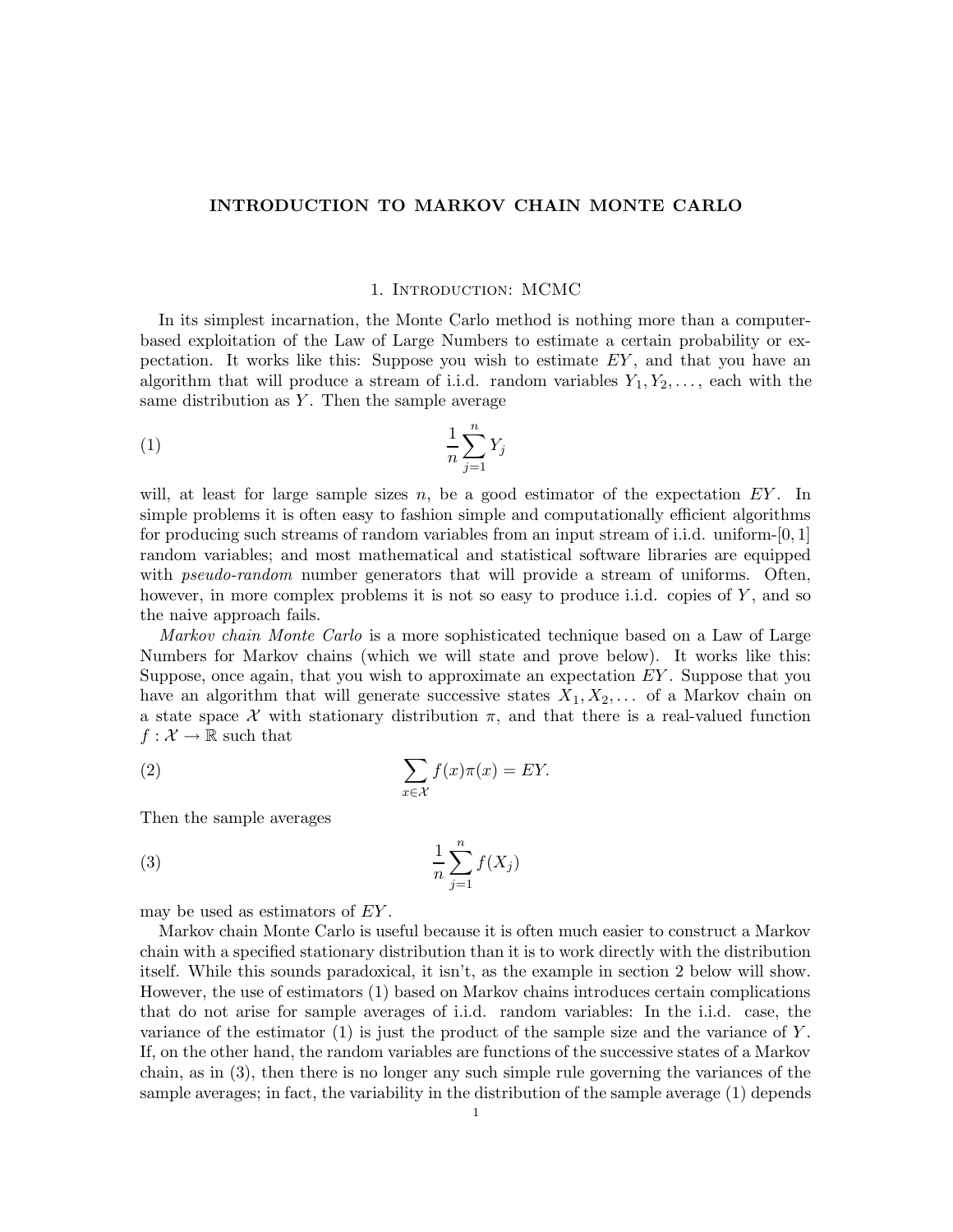# INTRODUCTION TO MARKOV CHAIN MONTE CARLO

## 1. Introduction: MCMC

In its simplest incarnation, the Monte Carlo method is nothing more than a computer-based exploitation of the Law of Large Numbers to estimate a certain probability or expectation. It works like this: Suppose you wish to estimate $EY$, and that you have an algorithm that will produce a stream of i.i.d. random variables $Y_1, Y_2, \dots$, each with the same distribution as $Y$. Then the sample average

$$\frac{1}{n}\sum_{j=1}^{n} Y_j \tag{1}$$

will, at least for large sample sizes $n$, be a good estimator of the expectation $EY$. In simple problems it is often easy to fashion simple and computationally efficient algorithms for producing such streams of random variables from an input stream of i.i.d. uniform-$[0,1]$ random variables; and most mathematical and statistical software libraries are equipped with *pseudo-random* number generators that will provide a stream of uniforms. Often, however, in more complex problems it is not so easy to produce i.i.d. copies of $Y$, and so the naive approach fails.

*Markov chain Monte Carlo* is a more sophisticated technique based on a Law of Large Numbers for Markov chains (which we will state and prove below). It works like this: Suppose, once again, that you wish to approximate an expectation $EY$. Suppose that you have an algorithm that will generate successive states $X_1, X_2, \dots$ of a Markov chain on a state space $\mathcal{X}$ with stationary distribution $\pi$, and that there is a real-valued function $f : \mathcal{X} \to \mathbb{R}$ such that

$$\sum_{x \in \mathcal{X}} f(x)\pi(x) = EY. \tag{2}$$

Then the sample averages

$$\frac{1}{n}\sum_{j=1}^{n} f(X_j) \tag{3}$$

may be used as estimators of $EY$.

Markov chain Monte Carlo is useful because it is often much easier to construct a Markov chain with a specified stationary distribution than it is to work directly with the distribution itself. While this sounds paradoxical, it isn't, as the example in section 2 below will show. However, the use of estimators (1) based on Markov chains introduces certain complications that do not arise for sample averages of i.i.d. random variables: In the i.i.d. case, the variance of the estimator (1) is just the product of the sample size and the variance of $Y$. If, on the other hand, the random variables are functions of the successive states of a Markov chain, as in (3), then there is no longer any such simple rule governing the variances of the sample averages; in fact, the variability in the distribution of the sample average (1) depends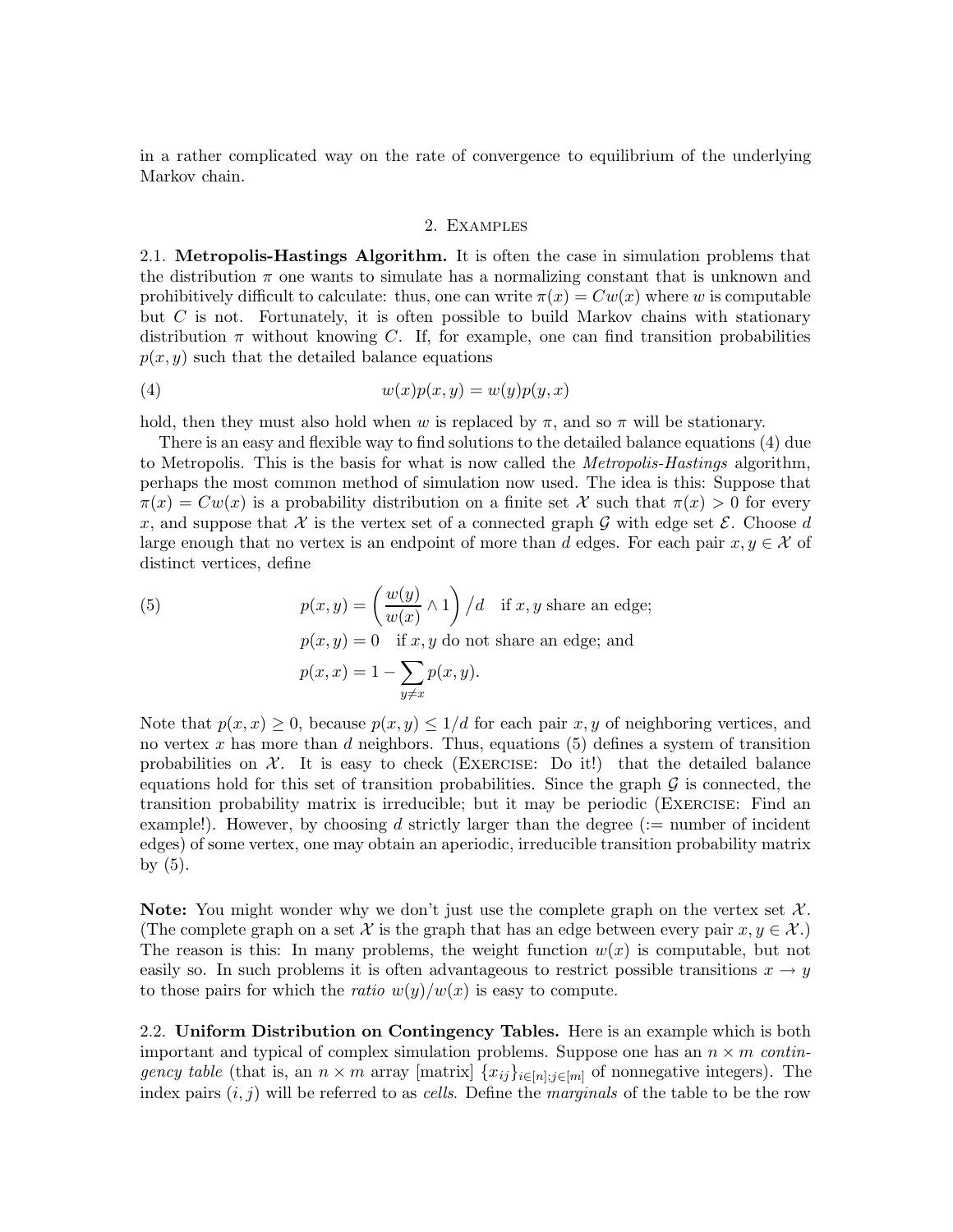in a rather complicated way on the rate of convergence to equilibrium of the underlying Markov chain.

## 2. Examples

**2.1. Metropolis-Hastings Algorithm.** It is often the case in simulation problems that the distribution $\pi$ one wants to simulate has a normalizing constant that is unknown and prohibitively difficult to calculate: thus, one can write $\pi(x) = Cw(x)$ where $w$ is computable but $C$ is not. Fortunately, it is often possible to build Markov chains with stationary distribution $\pi$ without knowing $C$. If, for example, one can find transition probabilities $p(x, y)$ such that the detailed balance equations

$$w(x)p(x, y) = w(y)p(y, x) \tag{4}$$

hold, then they must also hold when $w$ is replaced by $\pi$, and so $\pi$ will be stationary.

There is an easy and flexible way to find solutions to the detailed balance equations (4) due to Metropolis. This is the basis for what is now called the *Metropolis-Hastings* algorithm, perhaps the most common method of simulation now used. The idea is this: Suppose that $\pi(x) = Cw(x)$ is a probability distribution on a finite set $\mathcal{X}$ such that $\pi(x) > 0$ for every $x$, and suppose that $\mathcal{X}$ is the vertex set of a connected graph $\mathcal{G}$ with edge set $\mathcal{E}$. Choose $d$ large enough that no vertex is an endpoint of more than $d$ edges. For each pair $x, y \in \mathcal{X}$ of distinct vertices, define

$$\begin{aligned} p(x, y) &= \left(\frac{w(y)}{w(x)} \wedge 1\right)/d \quad \text{if } x, y \text{ share an edge;} \\ p(x, y) &= 0 \quad \text{if } x, y \text{ do not share an edge; and} \\ p(x, x) &= 1 - \sum_{y \neq x} p(x, y). \end{aligned} \tag{5}$$

Note that $p(x, x) \geq 0$, because $p(x, y) \leq 1/d$ for each pair $x, y$ of neighboring vertices, and no vertex $x$ has more than $d$ neighbors. Thus, equations (5) defines a system of transition probabilities on $\mathcal{X}$. It is easy to check (Exercise: Do it!) that the detailed balance equations hold for this set of transition probabilities. Since the graph $\mathcal{G}$ is connected, the transition probability matrix is irreducible; but it may be periodic (Exercise: Find an example!). However, by choosing $d$ strictly larger than the degree (:= number of incident edges) of some vertex, one may obtain an aperiodic, irreducible transition probability matrix by (5).

**Note:** You might wonder why we don't just use the complete graph on the vertex set $\mathcal{X}$. (The complete graph on a set $\mathcal{X}$ is the graph that has an edge between every pair $x, y \in \mathcal{X}$.) The reason is this: In many problems, the weight function $w(x)$ is computable, but not easily so. In such problems it is often advantageous to restrict possible transitions $x \to y$ to those pairs for which the *ratio* $w(y)/w(x)$ is easy to compute.

**2.2. Uniform Distribution on Contingency Tables.** Here is an example which is both important and typical of complex simulation problems. Suppose one has an $n \times m$ *contingency table* (that is, an $n \times m$ array [matrix] $\{x_{ij}\}_{i \in [n]; j \in [m]}$ of nonnegative integers). The index pairs $(i, j)$ will be referred to as *cells*. Define the *marginals* of the table to be the row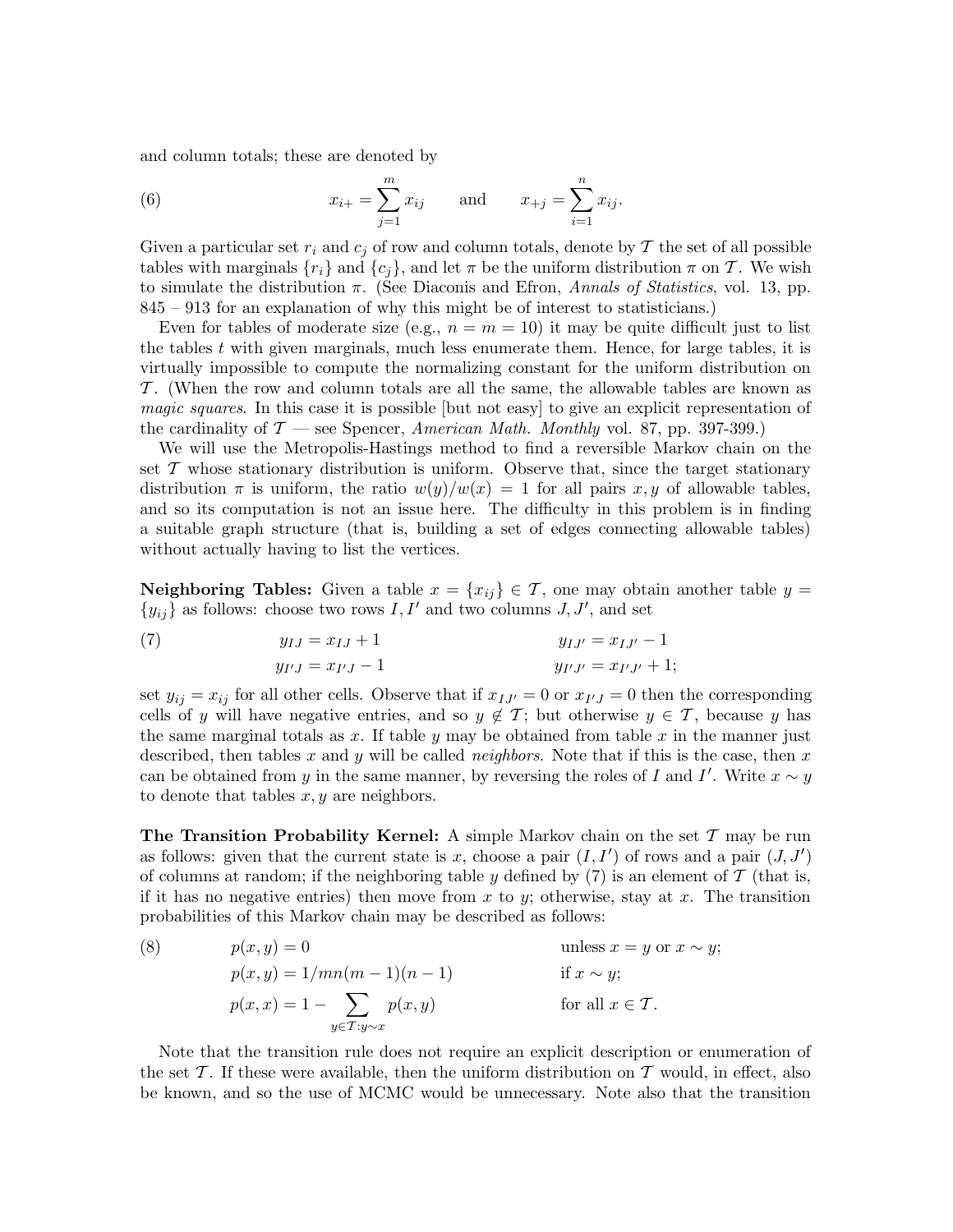and column totals; these are denoted by

$$x_{i+} = \sum_{j=1}^{m} x_{ij} \qquad \text{and} \qquad x_{+j} = \sum_{i=1}^{n} x_{ij}. \tag{6}$$

Given a particular set $r_i$ and $c_j$ of row and column totals, denote by $\mathcal{T}$ the set of all possible tables with marginals $\{r_i\}$ and $\{c_j\}$, and let $\pi$ be the uniform distribution $\pi$ on $\mathcal{T}$. We wish to simulate the distribution $\pi$. (See Diaconis and Efron, *Annals of Statistics*, vol. 13, pp. 845 – 913 for an explanation of why this might be of interest to statisticians.)

Even for tables of moderate size (e.g., $n = m = 10$) it may be quite difficult just to list the tables $t$ with given marginals, much less enumerate them. Hence, for large tables, it is virtually impossible to compute the normalizing constant for the uniform distribution on $\mathcal{T}$. (When the row and column totals are all the same, the allowable tables are known as *magic squares*. In this case it is possible [but not easy] to give an explicit representation of the cardinality of $\mathcal{T}$ — see Spencer, *American Math. Monthly* vol. 87, pp. 397-399.)

We will use the Metropolis-Hastings method to find a reversible Markov chain on the set $\mathcal{T}$ whose stationary distribution is uniform. Observe that, since the target stationary distribution $\pi$ is uniform, the ratio $w(y)/w(x) = 1$ for all pairs $x, y$ of allowable tables, and so its computation is not an issue here. The difficulty in this problem is in finding a suitable graph structure (that is, building a set of edges connecting allowable tables) without actually having to list the vertices.

**Neighboring Tables:** Given a table $x = \{x_{ij}\} \in \mathcal{T}$, one may obtain another table $y = \{y_{ij}\}$ as follows: choose two rows $I, I'$ and two columns $J, J'$, and set

$$\begin{aligned} y_{IJ} &= x_{IJ} + 1 \qquad\qquad & y_{IJ'} &= x_{IJ'} - 1 \\ y_{I'J} &= x_{I'J} - 1 \qquad\qquad & y_{I'J'} &= x_{I'J'} + 1; \end{aligned} \tag{7}$$

set $y_{ij} = x_{ij}$ for all other cells. Observe that if $x_{IJ'} = 0$ or $x_{I'J} = 0$ then the corresponding cells of $y$ will have negative entries, and so $y \notin \mathcal{T}$; but otherwise $y \in \mathcal{T}$, because $y$ has the same marginal totals as $x$. If table $y$ may be obtained from table $x$ in the manner just described, then tables $x$ and $y$ will be called *neighbors*. Note that if this is the case, then $x$ can be obtained from $y$ in the same manner, by reversing the roles of $I$ and $I'$. Write $x \sim y$ to denote that tables $x, y$ are neighbors.

**The Transition Probability Kernel:** A simple Markov chain on the set $\mathcal{T}$ may be run as follows: given that the current state is $x$, choose a pair $(I, I')$ of rows and a pair $(J, J')$ of columns at random; if the neighboring table $y$ defined by (7) is an element of $\mathcal{T}$ (that is, if it has no negative entries) then move from $x$ to $y$; otherwise, stay at $x$. The transition probabilities of this Markov chain may be described as follows:

$$\begin{aligned} p(x, y) &= 0 \qquad\qquad & &\text{unless } x = y \text{ or } x \sim y; \\ p(x, y) &= 1/mn(m-1)(n-1) \qquad\qquad & &\text{if } x \sim y; \\ p(x, x) &= 1 - \sum_{y \in \mathcal{T}: y \sim x} p(x, y) \qquad\qquad & &\text{for all } x \in \mathcal{T}. \end{aligned} \tag{8}$$

Note that the transition rule does not require an explicit description or enumeration of the set $\mathcal{T}$. If these were available, then the uniform distribution on $\mathcal{T}$ would, in effect, also be known, and so the use of MCMC would be unnecessary. Note also that the transition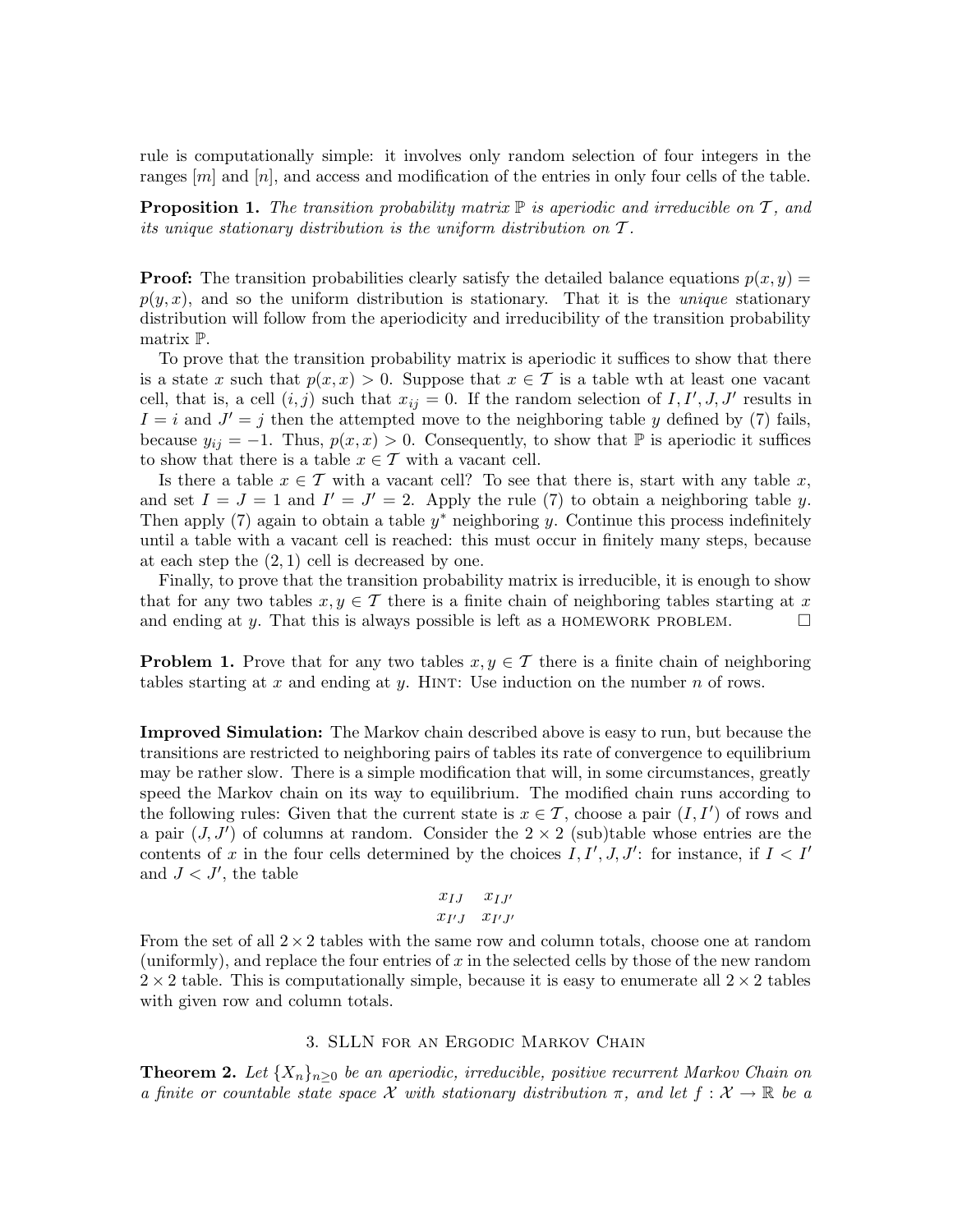rule is computationally simple: it involves only random selection of four integers in the ranges $[m]$ and $[n]$, and access and modification of the entries in only four cells of the table.

**Proposition 1.** *The transition probability matrix $\mathbb{P}$ is aperiodic and irreducible on $\mathcal{T}$, and its unique stationary distribution is the uniform distribution on $\mathcal{T}$.*

**Proof:** The transition probabilities clearly satisfy the detailed balance equations $p(x, y) = p(y, x)$, and so the uniform distribution is stationary. That it is the *unique* stationary distribution will follow from the aperiodicity and irreducibility of the transition probability matrix $\mathbb{P}$.

To prove that the transition probability matrix is aperiodic it suffices to show that there is a state $x$ such that $p(x, x) > 0$. Suppose that $x \in \mathcal{T}$ is a table wth at least one vacant cell, that is, a cell $(i, j)$ such that $x_{ij} = 0$. If the random selection of $I, I', J, J'$ results in $I = i$ and $J' = j$ then the attempted move to the neighboring table $y$ defined by (7) fails, because $y_{ij} = -1$. Thus, $p(x, x) > 0$. Consequently, to show that $\mathbb{P}$ is aperiodic it suffices to show that there is a table $x \in \mathcal{T}$ with a vacant cell.

Is there a table $x \in \mathcal{T}$ with a vacant cell? To see that there is, start with any table $x$, and set $I = J = 1$ and $I' = J' = 2$. Apply the rule (7) to obtain a neighboring table $y$. Then apply (7) again to obtain a table $y^*$ neighboring $y$. Continue this process indefinitely until a table with a vacant cell is reached: this must occur in finitely many steps, because at each step the $(2, 1)$ cell is decreased by one.

Finally, to prove that the transition probability matrix is irreducible, it is enough to show that for any two tables $x, y \in \mathcal{T}$ there is a finite chain of neighboring tables starting at $x$ and ending at $y$. That this is always possible is left as a HOMEWORK PROBLEM. $\square$

**Problem 1.** Prove that for any two tables $x, y \in \mathcal{T}$ there is a finite chain of neighboring tables starting at $x$ and ending at $y$. HINT: Use induction on the number $n$ of rows.

**Improved Simulation:** The Markov chain described above is easy to run, but because the transitions are restricted to neighboring pairs of tables its rate of convergence to equilibrium may be rather slow. There is a simple modification that will, in some circumstances, greatly speed the Markov chain on its way to equilibrium. The modified chain runs according to the following rules: Given that the current state is $x \in \mathcal{T}$, choose a pair $(I, I')$ of rows and a pair $(J, J')$ of columns at random. Consider the $2 \times 2$ (sub)table whose entries are the contents of $x$ in the four cells determined by the choices $I, I', J, J'$: for instance, if $I < I'$ and $J < J'$, the table

$$\begin{matrix} x_{IJ} & x_{IJ'} \\ x_{I'J} & x_{I'J'} \end{matrix}$$

From the set of all $2 \times 2$ tables with the same row and column totals, choose one at random (uniformly), and replace the four entries of $x$ in the selected cells by those of the new random $2 \times 2$ table. This is computationally simple, because it is easy to enumerate all $2 \times 2$ tables with given row and column totals.

## 3. SLLN for an Ergodic Markov Chain

**Theorem 2.** *Let $\{X_n\}_{n \geq 0}$ be an aperiodic, irreducible, positive recurrent Markov Chain on a finite or countable state space $\mathcal{X}$ with stationary distribution $\pi$, and let $f : \mathcal{X} \to \mathbb{R}$ be a*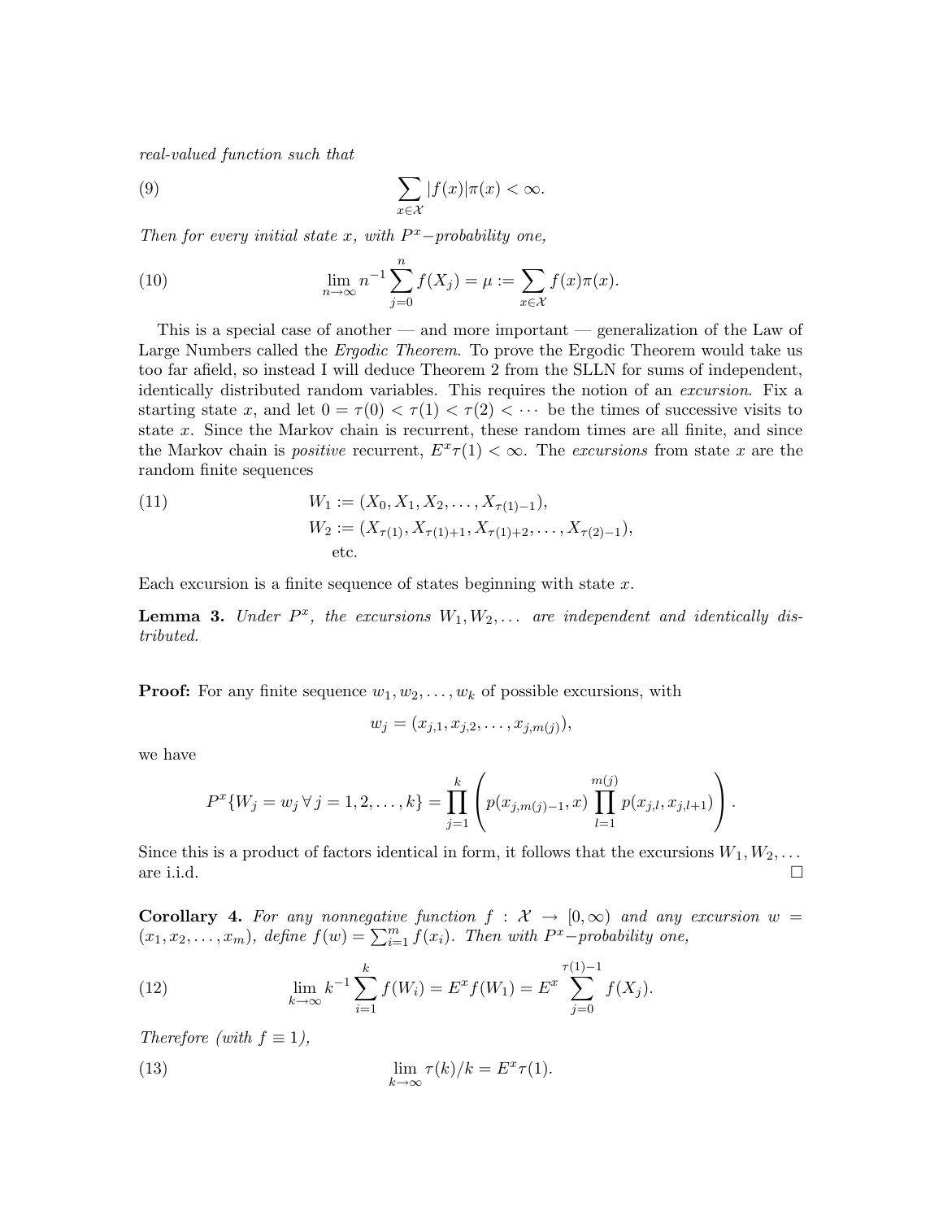*real-valued function such that*

$$\sum_{x \in \mathcal{X}} |f(x)|\pi(x) < \infty. \tag{9}$$

*Then for every initial state x, with $P^x$−probability one,*

$$\lim_{n \to \infty} n^{-1} \sum_{j=0}^{n} f(X_j) = \mu := \sum_{x \in \mathcal{X}} f(x)\pi(x). \tag{10}$$

This is a special case of another — and more important — generalization of the Law of Large Numbers called the *Ergodic Theorem*. To prove the Ergodic Theorem would take us too far afield, so instead I will deduce Theorem 2 from the SLLN for sums of independent, identically distributed random variables. This requires the notion of an *excursion*. Fix a starting state $x$, and let $0 = \tau(0) < \tau(1) < \tau(2) < \cdots$ be the times of successive visits to state $x$. Since the Markov chain is recurrent, these random times are all finite, and since the Markov chain is *positive* recurrent, $E^x \tau(1) < \infty$. The *excursions* from state $x$ are the random finite sequences

$$\begin{aligned} W_1 &:= (X_0, X_1, X_2, \ldots, X_{\tau(1)-1}), \\ W_2 &:= (X_{\tau(1)}, X_{\tau(1)+1}, X_{\tau(1)+2}, \ldots, X_{\tau(2)-1}), \\ &\text{etc.} \end{aligned} \tag{11}$$

Each excursion is a finite sequence of states beginning with state $x$.

**Lemma 3.** *Under $P^x$, the excursions $W_1, W_2, \ldots$ are independent and identically distributed.*

**Proof:** For any finite sequence $w_1, w_2, \ldots, w_k$ of possible excursions, with

$$w_j = (x_{j,1}, x_{j,2}, \ldots, x_{j,m(j)}),$$

we have

$$P^x\{W_j = w_j \, \forall \, j = 1, 2, \ldots, k\} = \prod_{j=1}^{k} \left( p(x_{j,m(j)-1}, x) \prod_{l=1}^{m(j)} p(x_{j,l}, x_{j,l+1}) \right).$$

Since this is a product of factors identical in form, it follows that the excursions $W_1, W_2, \ldots$ are i.i.d. □

**Corollary 4.** *For any nonnegative function $f : \mathcal{X} \to [0, \infty)$ and any excursion $w = (x_1, x_2, \ldots, x_m)$, define $f(w) = \sum_{i=1}^{m} f(x_i)$. Then with $P^x$−probability one,*

$$\lim_{k \to \infty} k^{-1} \sum_{i=1}^{k} f(W_i) = E^x f(W_1) = E^x \sum_{j=0}^{\tau(1)-1} f(X_j). \tag{12}$$

*Therefore (with $f \equiv 1$),*

$$\lim_{k \to \infty} \tau(k)/k = E^x \tau(1). \tag{13}$$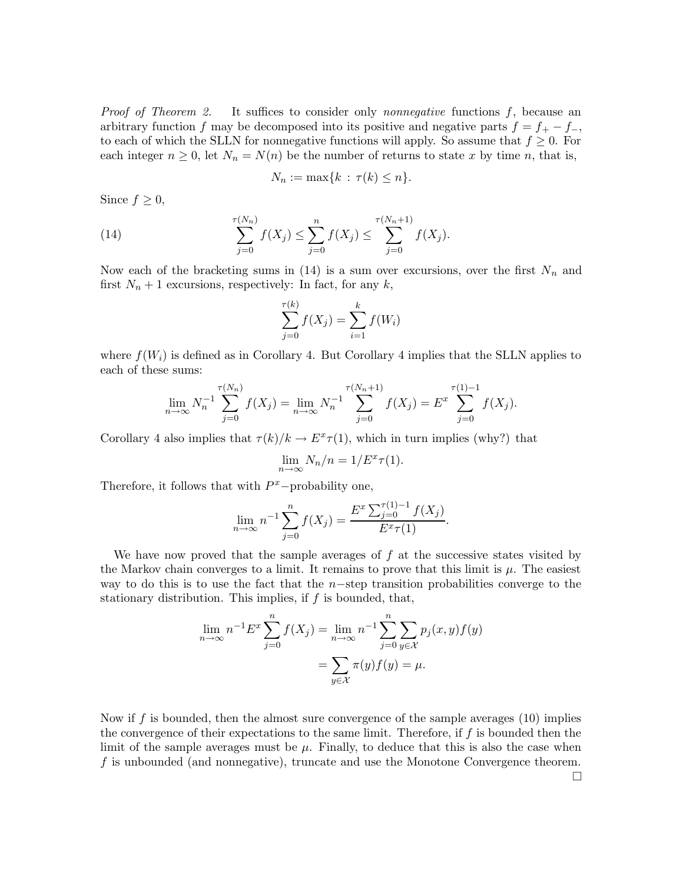*Proof of Theorem 2.* It suffices to consider only *nonnegative* functions $f$, because an arbitrary function $f$ may be decomposed into its positive and negative parts $f = f_+ - f_-$, to each of which the SLLN for nonnegative functions will apply. So assume that $f \geq 0$. For each integer $n \geq 0$, let $N_n = N(n)$ be the number of returns to state $x$ by time $n$, that is,

$$N_n := \max\{k \,:\, \tau(k) \leq n\}.$$

Since $f \geq 0$,

$$\sum_{j=0}^{\tau(N_n)} f(X_j) \leq \sum_{j=0}^{n} f(X_j) \leq \sum_{j=0}^{\tau(N_n+1)} f(X_j). \tag{14}$$

Now each of the bracketing sums in (14) is a sum over excursions, over the first $N_n$ and first $N_n + 1$ excursions, respectively: In fact, for any $k$,

$$\sum_{j=0}^{\tau(k)} f(X_j) = \sum_{i=1}^{k} f(W_i)$$

where $f(W_i)$ is defined as in Corollary 4. But Corollary 4 implies that the SLLN applies to each of these sums:

$$\lim_{n\to\infty} N_n^{-1} \sum_{j=0}^{\tau(N_n)} f(X_j) = \lim_{n\to\infty} N_n^{-1} \sum_{j=0}^{\tau(N_n+1)} f(X_j) = E^x \sum_{j=0}^{\tau(1)-1} f(X_j).$$

Corollary 4 also implies that $\tau(k)/k \to E^x\tau(1)$, which in turn implies (why?) that

$$\lim_{n\to\infty} N_n/n = 1/E^x\tau(1).$$

Therefore, it follows that with $P^x-$probability one,

$$\lim_{n\to\infty} n^{-1} \sum_{j=0}^{n} f(X_j) = \frac{E^x \sum_{j=0}^{\tau(1)-1} f(X_j)}{E^x\tau(1)}.$$

We have now proved that the sample averages of $f$ at the successive states visited by the Markov chain converges to a limit. It remains to prove that this limit is $\mu$. The easiest way to do this is to use the fact that the $n-$step transition probabilities converge to the stationary distribution. This implies, if $f$ is bounded, that,

$$\begin{aligned}
\lim_{n\to\infty} n^{-1} E^x \sum_{j=0}^{n} f(X_j) &= \lim_{n\to\infty} n^{-1} \sum_{j=0}^{n} \sum_{y\in\mathcal{X}} p_j(x,y) f(y) \\
&= \sum_{y\in\mathcal{X}} \pi(y) f(y) = \mu.
\end{aligned}$$

Now if $f$ is bounded, then the almost sure convergence of the sample averages (10) implies the convergence of their expectations to the same limit. Therefore, if $f$ is bounded then the limit of the sample averages must be $\mu$. Finally, to deduce that this is also the case when $f$ is unbounded (and nonnegative), truncate and use the Monotone Convergence theorem. $\square$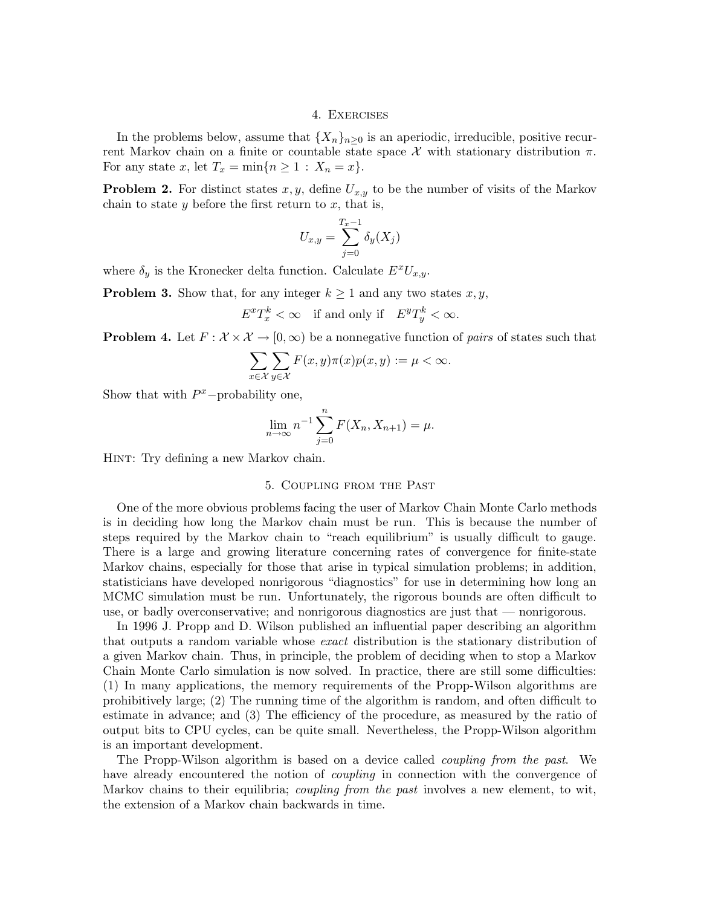## 4. Exercises

In the problems below, assume that $\{X_n\}_{n\geq 0}$ is an aperiodic, irreducible, positive recurrent Markov chain on a finite or countable state space $\mathcal{X}$ with stationary distribution $\pi$. For any state $x$, let $T_x = \min\{n \geq 1 : X_n = x\}$.

**Problem 2.** For distinct states $x, y$, define $U_{x,y}$ to be the number of visits of the Markov chain to state $y$ before the first return to $x$, that is,

$$U_{x,y} = \sum_{j=0}^{T_x - 1} \delta_y(X_j)$$

where $\delta_y$ is the Kronecker delta function. Calculate $E^x U_{x,y}$.

**Problem 3.** Show that, for any integer $k \geq 1$ and any two states $x, y$,

$$E^x T_x^k < \infty \quad \text{if and only if} \quad E^y T_y^k < \infty.$$

**Problem 4.** Let $F : \mathcal{X} \times \mathcal{X} \to [0, \infty)$ be a nonnegative function of *pairs* of states such that

$$\sum_{x \in \mathcal{X}} \sum_{y \in \mathcal{X}} F(x,y)\pi(x)p(x,y) := \mu < \infty.$$

Show that with $P^x$−probability one,

$$\lim_{n \to \infty} n^{-1} \sum_{j=0}^{n} F(X_n, X_{n+1}) = \mu.$$

Hint: Try defining a new Markov chain.

## 5. Coupling from the Past

One of the more obvious problems facing the user of Markov Chain Monte Carlo methods is in deciding how long the Markov chain must be run. This is because the number of steps required by the Markov chain to "reach equilibrium" is usually difficult to gauge. There is a large and growing literature concerning rates of convergence for finite-state Markov chains, especially for those that arise in typical simulation problems; in addition, statisticians have developed nonrigorous "diagnostics" for use in determining how long an MCMC simulation must be run. Unfortunately, the rigorous bounds are often difficult to use, or badly overconservative; and nonrigorous diagnostics are just that — nonrigorous.

In 1996 J. Propp and D. Wilson published an influential paper describing an algorithm that outputs a random variable whose *exact* distribution is the stationary distribution of a given Markov chain. Thus, in principle, the problem of deciding when to stop a Markov Chain Monte Carlo simulation is now solved. In practice, there are still some difficulties: (1) In many applications, the memory requirements of the Propp-Wilson algorithms are prohibitively large; (2) The running time of the algorithm is random, and often difficult to estimate in advance; and (3) The efficiency of the procedure, as measured by the ratio of output bits to CPU cycles, can be quite small. Nevertheless, the Propp-Wilson algorithm is an important development.

The Propp-Wilson algorithm is based on a device called *coupling from the past*. We have already encountered the notion of *coupling* in connection with the convergence of Markov chains to their equilibria; *coupling from the past* involves a new element, to wit, the extension of a Markov chain backwards in time.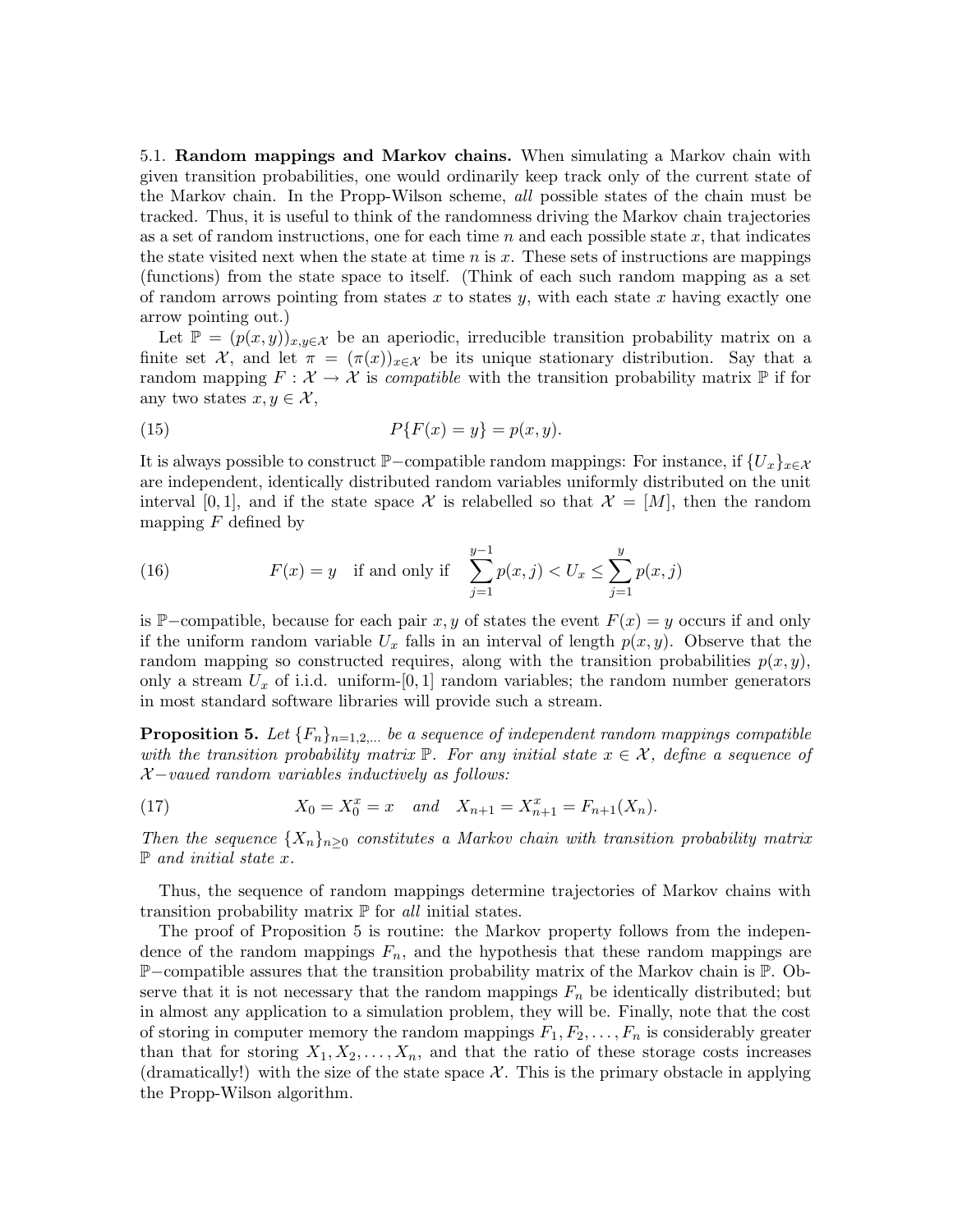5.1. **Random mappings and Markov chains.** When simulating a Markov chain with given transition probabilities, one would ordinarily keep track only of the current state of the Markov chain. In the Propp-Wilson scheme, *all* possible states of the chain must be tracked. Thus, it is useful to think of the randomness driving the Markov chain trajectories as a set of random instructions, one for each time $n$ and each possible state $x$, that indicates the state visited next when the state at time $n$ is $x$. These sets of instructions are mappings (functions) from the state space to itself. (Think of each such random mapping as a set of random arrows pointing from states $x$ to states $y$, with each state $x$ having exactly one arrow pointing out.)

Let $\mathbb{P} = (p(x,y))_{x,y\in\mathcal{X}}$ be an aperiodic, irreducible transition probability matrix on a finite set $\mathcal{X}$, and let $\pi = (\pi(x))_{x\in\mathcal{X}}$ be its unique stationary distribution. Say that a random mapping $F : \mathcal{X} \to \mathcal{X}$ is *compatible* with the transition probability matrix $\mathbb{P}$ if for any two states $x, y \in \mathcal{X}$,

$$P\{F(x) = y\} = p(x,y). \tag{15}$$

It is always possible to construct $\mathbb{P}-$compatible random mappings: For instance, if $\{U_x\}_{x\in\mathcal{X}}$ are independent, identically distributed random variables uniformly distributed on the unit interval $[0,1]$, and if the state space $\mathcal{X}$ is relabelled so that $\mathcal{X} = [M]$, then the random mapping $F$ defined by

$$F(x) = y \quad \text{if and only if} \quad \sum_{j=1}^{y-1} p(x,j) < U_x \le \sum_{j=1}^{y} p(x,j) \tag{16}$$

is $\mathbb{P}-$compatible, because for each pair $x, y$ of states the event $F(x) = y$ occurs if and only if the uniform random variable $U_x$ falls in an interval of length $p(x,y)$. Observe that the random mapping so constructed requires, along with the transition probabilities $p(x,y)$, only a stream $U_x$ of i.i.d. uniform-$[0,1]$ random variables; the random number generators in most standard software libraries will provide such a stream.

**Proposition 5.** *Let $\{F_n\}_{n=1,2,\ldots}$ be a sequence of independent random mappings compatible with the transition probability matrix $\mathbb{P}$. For any initial state $x \in \mathcal{X}$, define a sequence of $\mathcal{X}-$vaued random variables inductively as follows:*

$$X_0 = X_0^x = x \quad \textit{and} \quad X_{n+1} = X_{n+1}^x = F_{n+1}(X_n). \tag{17}$$

*Then the sequence $\{X_n\}_{n\ge 0}$ constitutes a Markov chain with transition probability matrix $\mathbb{P}$ and initial state $x$.*

Thus, the sequence of random mappings determine trajectories of Markov chains with transition probability matrix $\mathbb{P}$ for *all* initial states.

The proof of Proposition 5 is routine: the Markov property follows from the independence of the random mappings $F_n$, and the hypothesis that these random mappings are $\mathbb{P}-$compatible assures that the transition probability matrix of the Markov chain is $\mathbb{P}$. Observe that it is not necessary that the random mappings $F_n$ be identically distributed; but in almost any application to a simulation problem, they will be. Finally, note that the cost of storing in computer memory the random mappings $F_1, F_2, \ldots, F_n$ is considerably greater than that for storing $X_1, X_2, \ldots, X_n$, and that the ratio of these storage costs increases (dramatically!) with the size of the state space $\mathcal{X}$. This is the primary obstacle in applying the Propp-Wilson algorithm.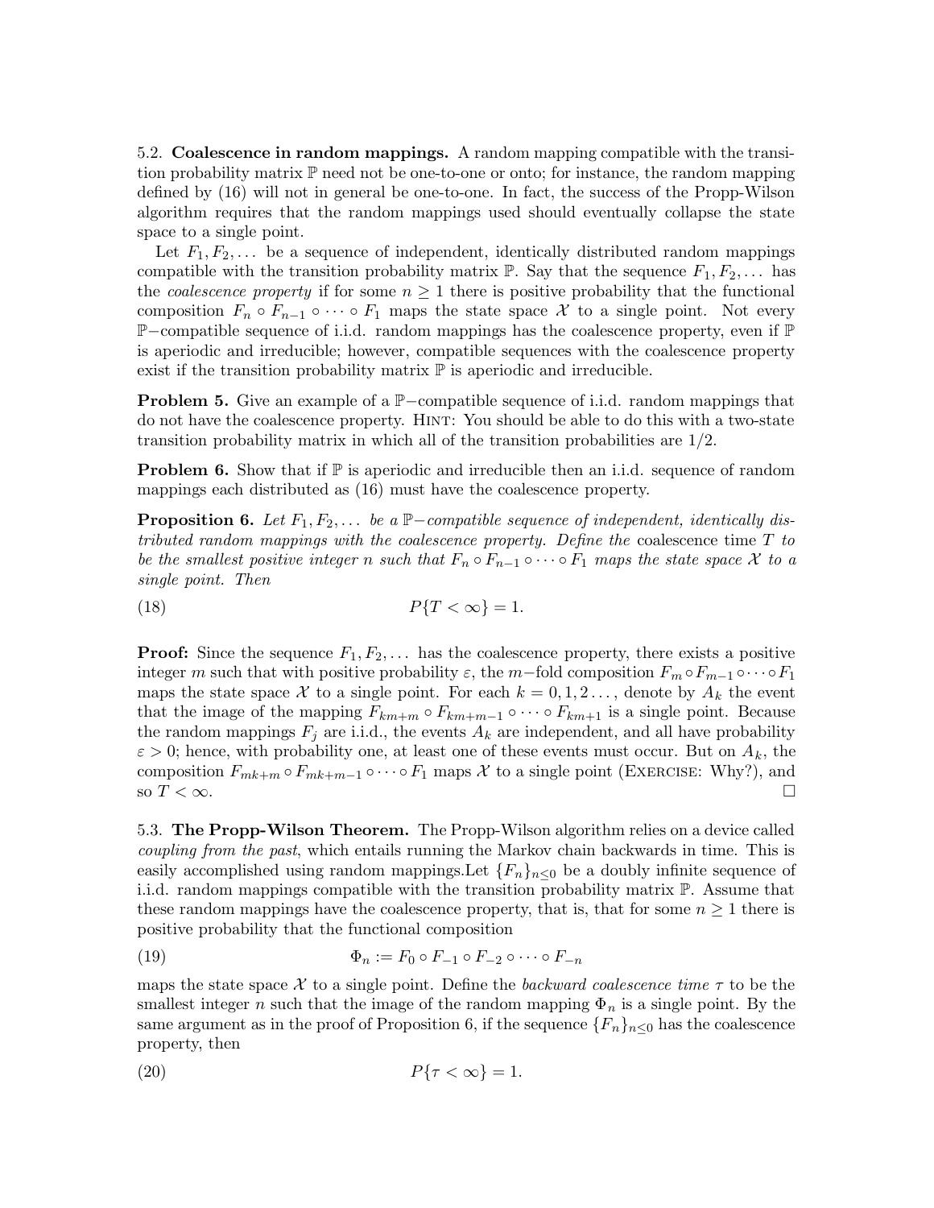5.2. **Coalescence in random mappings.** A random mapping compatible with the transition probability matrix $\mathbb{P}$ need not be one-to-one or onto; for instance, the random mapping defined by (16) will not in general be one-to-one. In fact, the success of the Propp-Wilson algorithm requires that the random mappings used should eventually collapse the state space to a single point.

Let $F_1, F_2, \dots$ be a sequence of independent, identically distributed random mappings compatible with the transition probability matrix $\mathbb{P}$. Say that the sequence $F_1, F_2, \dots$ has the *coalescence property* if for some $n \geq 1$ there is positive probability that the functional composition $F_n \circ F_{n-1} \circ \cdots \circ F_1$ maps the state space $\mathcal{X}$ to a single point. Not every $\mathbb{P}-$compatible sequence of i.i.d. random mappings has the coalescence property, even if $\mathbb{P}$ is aperiodic and irreducible; however, compatible sequences with the coalescence property exist if the transition probability matrix $\mathbb{P}$ is aperiodic and irreducible.

**Problem 5.** Give an example of a $\mathbb{P}-$compatible sequence of i.i.d. random mappings that do not have the coalescence property. HINT: You should be able to do this with a two-state transition probability matrix in which all of the transition probabilities are 1/2.

**Problem 6.** Show that if $\mathbb{P}$ is aperiodic and irreducible then an i.i.d. sequence of random mappings each distributed as (16) must have the coalescence property.

**Proposition 6.** *Let $F_1, F_2, \dots$ be a $\mathbb{P}-$compatible sequence of independent, identically distributed random mappings with the coalescence property. Define the* coalescence time $T$ *to be the smallest positive integer $n$ such that $F_n \circ F_{n-1} \circ \cdots \circ F_1$ maps the state space $\mathcal{X}$ to a single point. Then*

$$P\{T < \infty\} = 1. \tag{18}$$

**Proof:** Since the sequence $F_1, F_2, \dots$ has the coalescence property, there exists a positive integer $m$ such that with positive probability $\varepsilon$, the $m-$fold composition $F_m \circ F_{m-1} \circ \cdots \circ F_1$ maps the state space $\mathcal{X}$ to a single point. For each $k = 0, 1, 2 \dots$, denote by $A_k$ the event that the image of the mapping $F_{km+m} \circ F_{km+m-1} \circ \cdots \circ F_{km+1}$ is a single point. Because the random mappings $F_j$ are i.i.d., the events $A_k$ are independent, and all have probability $\varepsilon > 0$; hence, with probability one, at least one of these events must occur. But on $A_k$, the composition $F_{mk+m} \circ F_{mk+m-1} \circ \cdots \circ F_1$ maps $\mathcal{X}$ to a single point (EXERCISE: Why?), and so $T < \infty$. $\square$

5.3. **The Propp-Wilson Theorem.** The Propp-Wilson algorithm relies on a device called *coupling from the past*, which entails running the Markov chain backwards in time. This is easily accomplished using random mappings.Let $\{F_n\}_{n \leq 0}$ be a doubly infinite sequence of i.i.d. random mappings compatible with the transition probability matrix $\mathbb{P}$. Assume that these random mappings have the coalescence property, that is, that for some $n \geq 1$ there is positive probability that the functional composition

$$\Phi_n := F_0 \circ F_{-1} \circ F_{-2} \circ \cdots \circ F_{-n} \tag{19}$$

maps the state space $\mathcal{X}$ to a single point. Define the *backward coalescence time* $\tau$ to be the smallest integer $n$ such that the image of the random mapping $\Phi_n$ is a single point. By the same argument as in the proof of Proposition 6, if the sequence $\{F_n\}_{n \leq 0}$ has the coalescence property, then

$$P\{\tau < \infty\} = 1. \tag{20}$$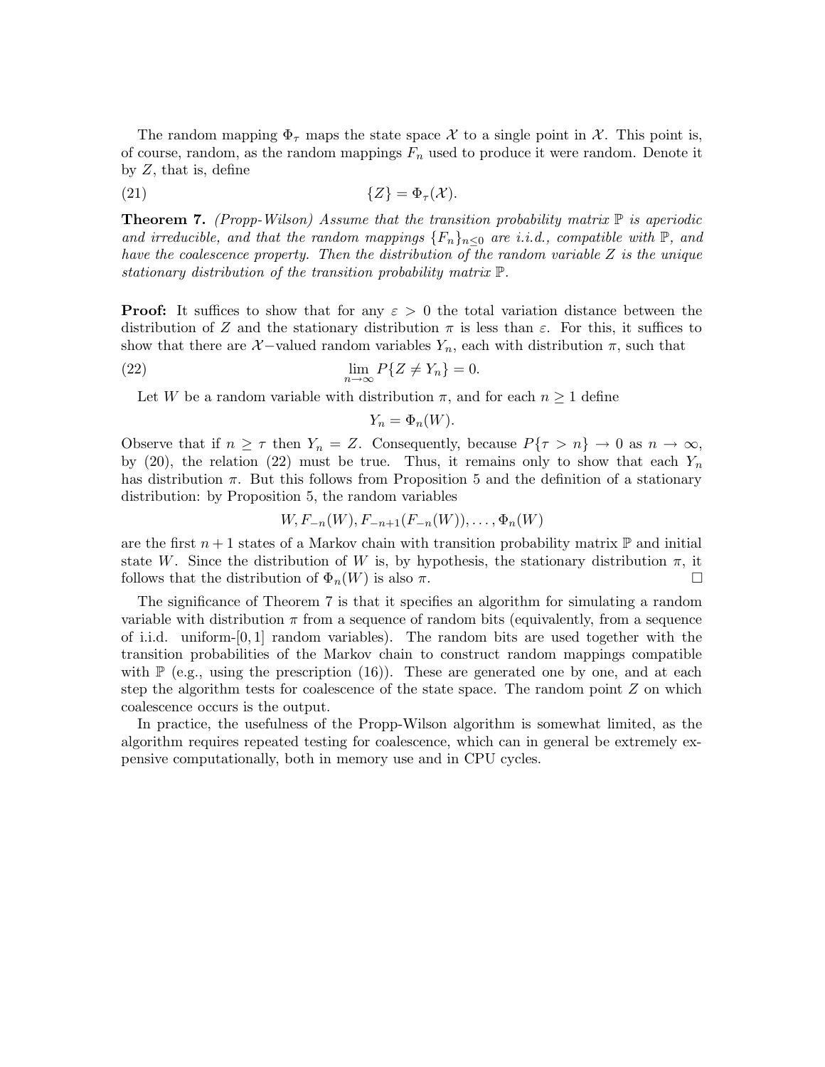The random mapping $\Phi_\tau$ maps the state space $\mathcal{X}$ to a single point in $\mathcal{X}$. This point is, of course, random, as the random mappings $F_n$ used to produce it were random. Denote it by $Z$, that is, define

$$\{Z\} = \Phi_\tau(\mathcal{X}). \tag{21}$$

**Theorem 7.** *(Propp-Wilson) Assume that the transition probability matrix $\mathbb{P}$ is aperiodic and irreducible, and that the random mappings $\{F_n\}_{n\leq 0}$ are i.i.d., compatible with $\mathbb{P}$, and have the coalescence property. Then the distribution of the random variable $Z$ is the unique stationary distribution of the transition probability matrix $\mathbb{P}$.*

**Proof:** It suffices to show that for any $\varepsilon > 0$ the total variation distance between the distribution of $Z$ and the stationary distribution $\pi$ is less than $\varepsilon$. For this, it suffices to show that there are $\mathcal{X}-$valued random variables $Y_n$, each with distribution $\pi$, such that

$$\lim_{n\to\infty} P\{Z \neq Y_n\} = 0. \tag{22}$$

Let $W$ be a random variable with distribution $\pi$, and for each $n \geq 1$ define

$$Y_n = \Phi_n(W).$$

Observe that if $n \geq \tau$ then $Y_n = Z$. Consequently, because $P\{\tau > n\} \to 0$ as $n \to \infty$, by (20), the relation (22) must be true. Thus, it remains only to show that each $Y_n$ has distribution $\pi$. But this follows from Proposition 5 and the definition of a stationary distribution: by Proposition 5, the random variables

$$W, F_{-n}(W), F_{-n+1}(F_{-n}(W)), \ldots, \Phi_n(W)$$

are the first $n+1$ states of a Markov chain with transition probability matrix $\mathbb{P}$ and initial state $W$. Since the distribution of $W$ is, by hypothesis, the stationary distribution $\pi$, it follows that the distribution of $\Phi_n(W)$ is also $\pi$. $\square$

The significance of Theorem 7 is that it specifies an algorithm for simulating a random variable with distribution $\pi$ from a sequence of random bits (equivalently, from a sequence of i.i.d. uniform-$[0,1]$ random variables). The random bits are used together with the transition probabilities of the Markov chain to construct random mappings compatible with $\mathbb{P}$ (e.g., using the prescription (16)). These are generated one by one, and at each step the algorithm tests for coalescence of the state space. The random point $Z$ on which coalescence occurs is the output.

In practice, the usefulness of the Propp-Wilson algorithm is somewhat limited, as the algorithm requires repeated testing for coalescence, which can in general be extremely expensive computationally, both in memory use and in CPU cycles.